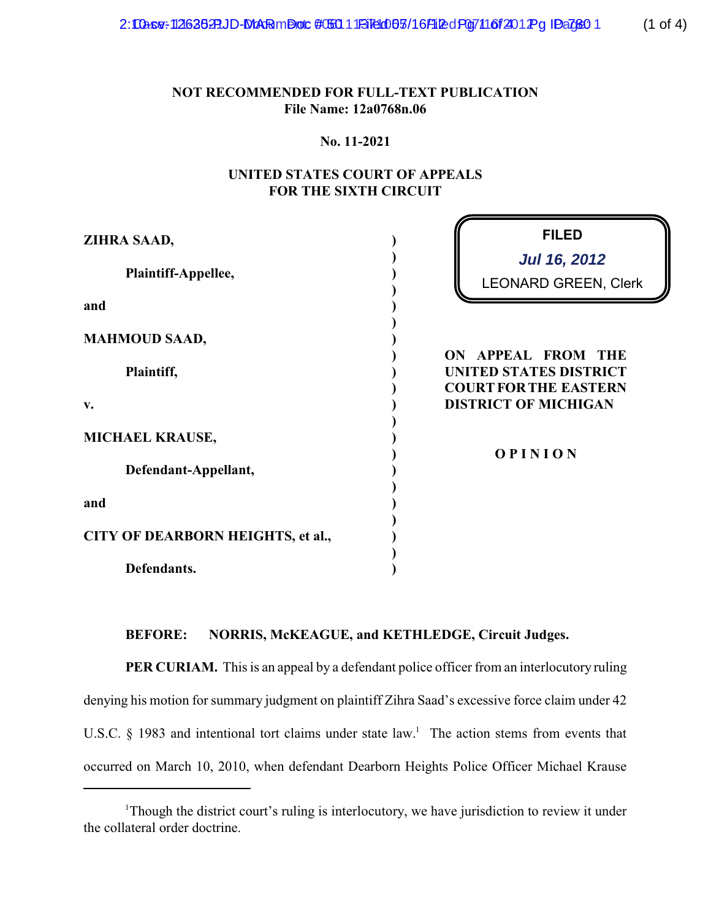**NOT RECOMMENDED FOR FULL-TEXT PUBLICATION**
**File Name: 12a0768n.06**

**No. 11-2021**

**UNITED STATES COURT OF APPEALS**
**FOR THE SIXTH CIRCUIT**

**FILED**
*Jul 16, 2012*
LEONARD GREEN, Clerk

**ZIHRA SAAD,**

**Plaintiff-Appellee,**

**and**

**MAHMOUD SAAD,**

**Plaintiff,**

**v.**

**MICHAEL KRAUSE,**

**Defendant-Appellant,**

**and**

**CITY OF DEARBORN HEIGHTS, et al.,**

**Defendants.**

**ON APPEAL FROM THE UNITED STATES DISTRICT COURT FOR THE EASTERN DISTRICT OF MICHIGAN**

**O P I N I O N**

**BEFORE: NORRIS, McKEAGUE, and KETHLEDGE, Circuit Judges.**

**PER CURIAM.** This is an appeal by a defendant police officer from an interlocutory ruling denying his motion for summary judgment on plaintiff Zihra Saad's excessive force claim under 42 U.S.C. § 1983 and intentional tort claims under state law.[1] The action stems from events that occurred on March 10, 2010, when defendant Dearborn Heights Police Officer Michael Krause

[1]Though the district court's ruling is interlocutory, we have jurisdiction to review it under the collateral order doctrine.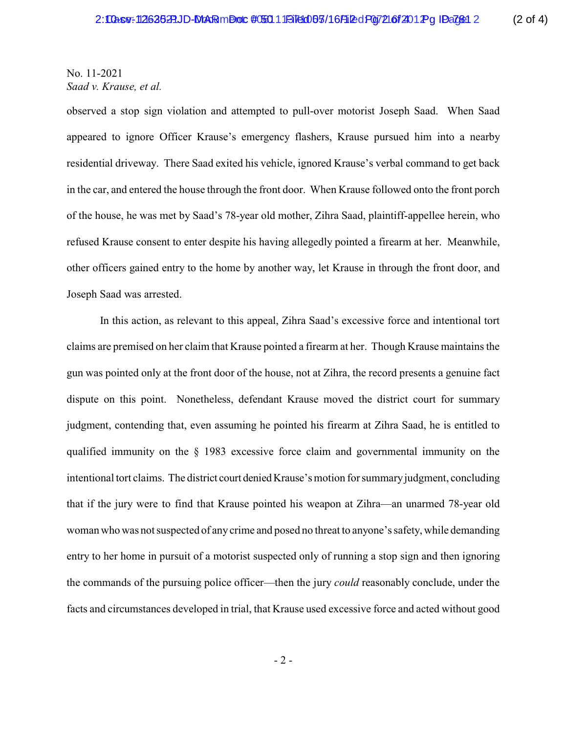No. 11-2021
*Saad v. Krause, et al.*

observed a stop sign violation and attempted to pull-over motorist Joseph Saad. When Saad appeared to ignore Officer Krause's emergency flashers, Krause pursued him into a nearby residential driveway. There Saad exited his vehicle, ignored Krause's verbal command to get back in the car, and entered the house through the front door. When Krause followed onto the front porch of the house, he was met by Saad's 78-year old mother, Zihra Saad, plaintiff-appellee herein, who refused Krause consent to enter despite his having allegedly pointed a firearm at her. Meanwhile, other officers gained entry to the home by another way, let Krause in through the front door, and Joseph Saad was arrested.

In this action, as relevant to this appeal, Zihra Saad's excessive force and intentional tort claims are premised on her claim that Krause pointed a firearm at her. Though Krause maintains the gun was pointed only at the front door of the house, not at Zihra, the record presents a genuine fact dispute on this point. Nonetheless, defendant Krause moved the district court for summary judgment, contending that, even assuming he pointed his firearm at Zihra Saad, he is entitled to qualified immunity on the § 1983 excessive force claim and governmental immunity on the intentional tort claims. The district court denied Krause's motion for summary judgment, concluding that if the jury were to find that Krause pointed his weapon at Zihra—an unarmed 78-year old woman who was not suspected of any crime and posed no threat to anyone's safety, while demanding entry to her home in pursuit of a motorist suspected only of running a stop sign and then ignoring the commands of the pursuing police officer—then the jury *could* reasonably conclude, under the facts and circumstances developed in trial, that Krause used excessive force and acted without good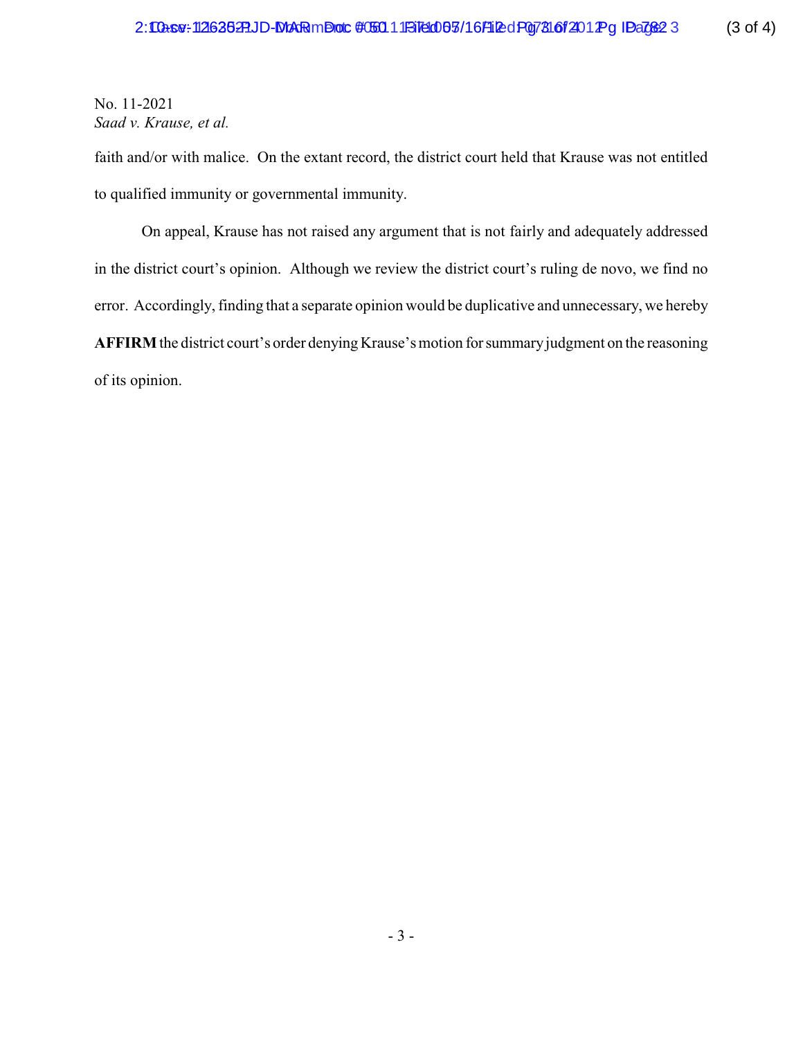No. 11-2021
*Saad v. Krause, et al.*

faith and/or with malice. On the extant record, the district court held that Krause was not entitled to qualified immunity or governmental immunity.

On appeal, Krause has not raised any argument that is not fairly and adequately addressed in the district court's opinion. Although we review the district court's ruling de novo, we find no error. Accordingly, finding that a separate opinion would be duplicative and unnecessary, we hereby **AFFIRM** the district court's order denying Krause's motion for summary judgment on the reasoning of its opinion.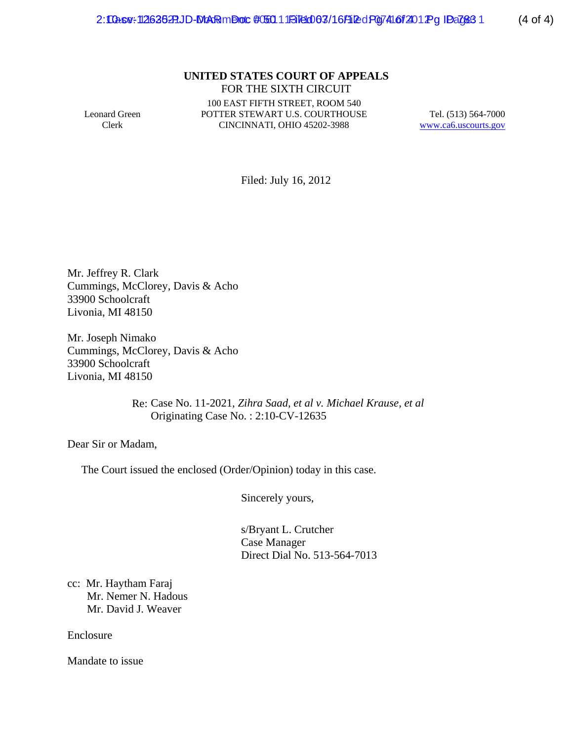**UNITED STATES COURT OF APPEALS**
FOR THE SIXTH CIRCUIT

Leonard Green
Clerk

100 EAST FIFTH STREET, ROOM 540
POTTER STEWART U.S. COURTHOUSE
CINCINNATI, OHIO 45202-3988

Tel. (513) 564-7000
www.ca6.uscourts.gov

Filed: July 16, 2012

Mr. Jeffrey R. Clark
Cummings, McClorey, Davis & Acho
33900 Schoolcraft
Livonia, MI 48150

Mr. Joseph Nimako
Cummings, McClorey, Davis & Acho
33900 Schoolcraft
Livonia, MI 48150

Re: Case No. 11-2021, *Zihra Saad, et al v. Michael Krause, et al*
Originating Case No. : 2:10-CV-12635

Dear Sir or Madam,

The Court issued the enclosed (Order/Opinion) today in this case.

Sincerely yours,

s/Bryant L. Crutcher
Case Manager
Direct Dial No. 513-564-7013

cc: Mr. Haytham Faraj
Mr. Nemer N. Hadous
Mr. David J. Weaver

Enclosure

Mandate to issue